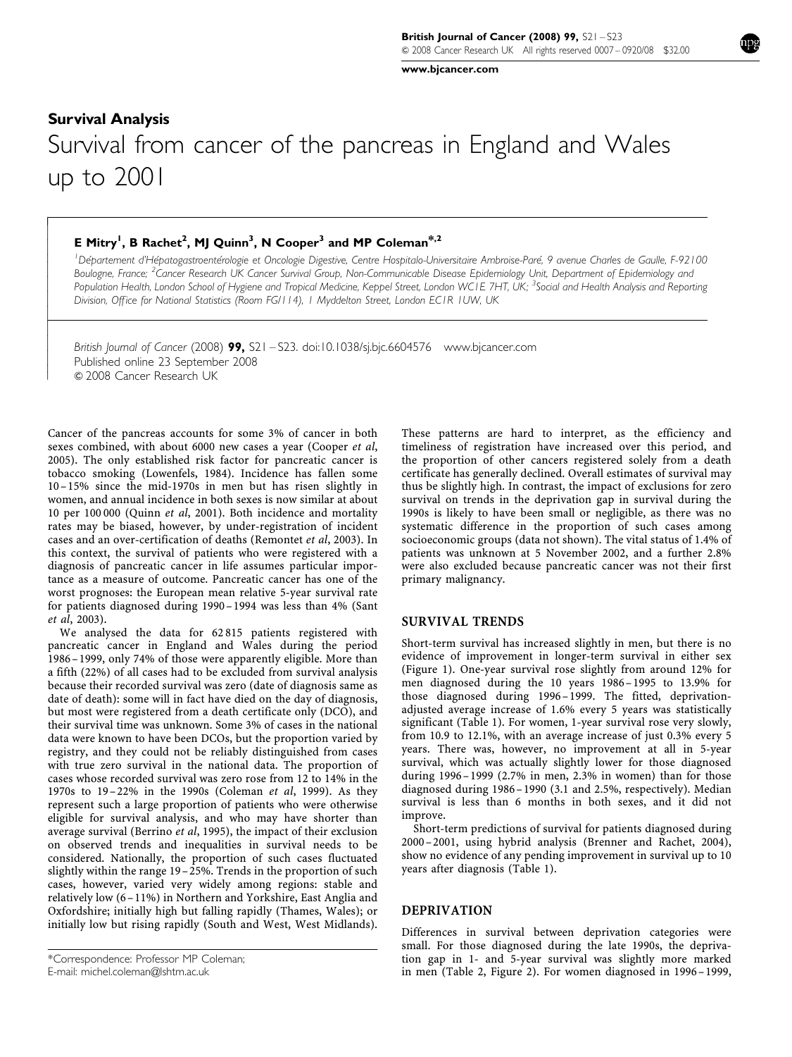## Survival Analysis

# Survival from cancer of the pancreas in England and Wales up to 2001

**E Mitry[1], B Rachet[2], MJ Quinn[3], N Cooper[3] and MP Coleman[\*,2]**

[1]Département d'Hépatogastroentérologie et Oncologie Digestive, Centre Hospitalo-Universitaire Ambroise-Paré, 9 avenue Charles de Gaulle, F-92100 Boulogne, France; [2]Cancer Research UK Cancer Survival Group, Non-Communicable Disease Epidemiology Unit, Department of Epidemiology and Population Health, London School of Hygiene and Tropical Medicine, Keppel Street, London WC1E 7HT, UK; [3]Social and Health Analysis and Reporting Division, Office for National Statistics (Room FG/114), 1 Myddelton Street, London EC1R 1UW, UK

*British Journal of Cancer* (2008) **99,** S21–S23. doi:10.1038/sj.bjc.6604576 www.bjcancer.com
Published online 23 September 2008
© 2008 Cancer Research UK

Cancer of the pancreas accounts for some 3% of cancer in both sexes combined, with about 6000 new cases a year (Cooper *et al*, 2005). The only established risk factor for pancreatic cancer is tobacco smoking (Lowenfels, 1984). Incidence has fallen some 10–15% since the mid-1970s in men but has risen slightly in women, and annual incidence in both sexes is now similar at about 10 per 100 000 (Quinn *et al*, 2001). Both incidence and mortality rates may be biased, however, by under-registration of incident cases and an over-certification of deaths (Remontet *et al*, 2003). In this context, the survival of patients who were registered with a diagnosis of pancreatic cancer in life assumes particular importance as a measure of outcome. Pancreatic cancer has one of the worst prognoses: the European mean relative 5-year survival rate for patients diagnosed during 1990–1994 was less than 4% (Sant *et al*, 2003).

We analysed the data for 62 815 patients registered with pancreatic cancer in England and Wales during the period 1986–1999, only 74% of those were apparently eligible. More than a fifth (22%) of all cases had to be excluded from survival analysis because their recorded survival was zero (date of diagnosis same as date of death): some will in fact have died on the day of diagnosis, but most were registered from a death certificate only (DCO), and their survival time was unknown. Some 3% of cases in the national data were known to have been DCOs, but the proportion varied by registry, and they could not be reliably distinguished from cases with true zero survival in the national data. The proportion of cases whose recorded survival was zero rose from 12 to 14% in the 1970s to 19–22% in the 1990s (Coleman *et al*, 1999). As they represent such a large proportion of patients who were otherwise eligible for survival analysis, and who may have shorter than average survival (Berrino *et al*, 1995), the impact of their exclusion on observed trends and inequalities in survival needs to be considered. Nationally, the proportion of such cases fluctuated slightly within the range 19–25%. Trends in the proportion of such cases, however, varied very widely among regions: stable and relatively low (6–11%) in Northern and Yorkshire, East Anglia and Oxfordshire; initially high but falling rapidly (Thames, Wales); or initially low but rising rapidly (South and West, West Midlands). These patterns are hard to interpret, as the efficiency and timeliness of registration have increased over this period, and the proportion of other cancers registered solely from a death certificate has generally declined. Overall estimates of survival may thus be slightly high. In contrast, the impact of exclusions for zero survival on trends in the deprivation gap in survival during the 1990s is likely to have been small or negligible, as there was no systematic difference in the proportion of such cases among socioeconomic groups (data not shown). The vital status of 1.4% of patients was unknown at 5 November 2002, and a further 2.8% were also excluded because pancreatic cancer was not their first primary malignancy.

## SURVIVAL TRENDS

Short-term survival has increased slightly in men, but there is no evidence of improvement in longer-term survival in either sex (Figure 1). One-year survival rose slightly from around 12% for men diagnosed during the 10 years 1986–1995 to 13.9% for those diagnosed during 1996–1999. The fitted, deprivation-adjusted average increase of 1.6% every 5 years was statistically significant (Table 1). For women, 1-year survival rose very slowly, from 10.9 to 12.1%, with an average increase of just 0.3% every 5 years. There was, however, no improvement at all in 5-year survival, which was actually slightly lower for those diagnosed during 1996–1999 (2.7% in men, 2.3% in women) than for those diagnosed during 1986–1990 (3.1 and 2.5%, respectively). Median survival is less than 6 months in both sexes, and it did not improve.

Short-term predictions of survival for patients diagnosed during 2000–2001, using hybrid analysis (Brenner and Rachet, 2004), show no evidence of any pending improvement in survival up to 10 years after diagnosis (Table 1).

## DEPRIVATION

Differences in survival between deprivation categories were small. For those diagnosed during the late 1990s, the deprivation gap in 1- and 5-year survival was slightly more marked in men (Table 2, Figure 2). For women diagnosed in 1996–1999,

\*Correspondence: Professor MP Coleman;
E-mail: michel.coleman@lshtm.ac.uk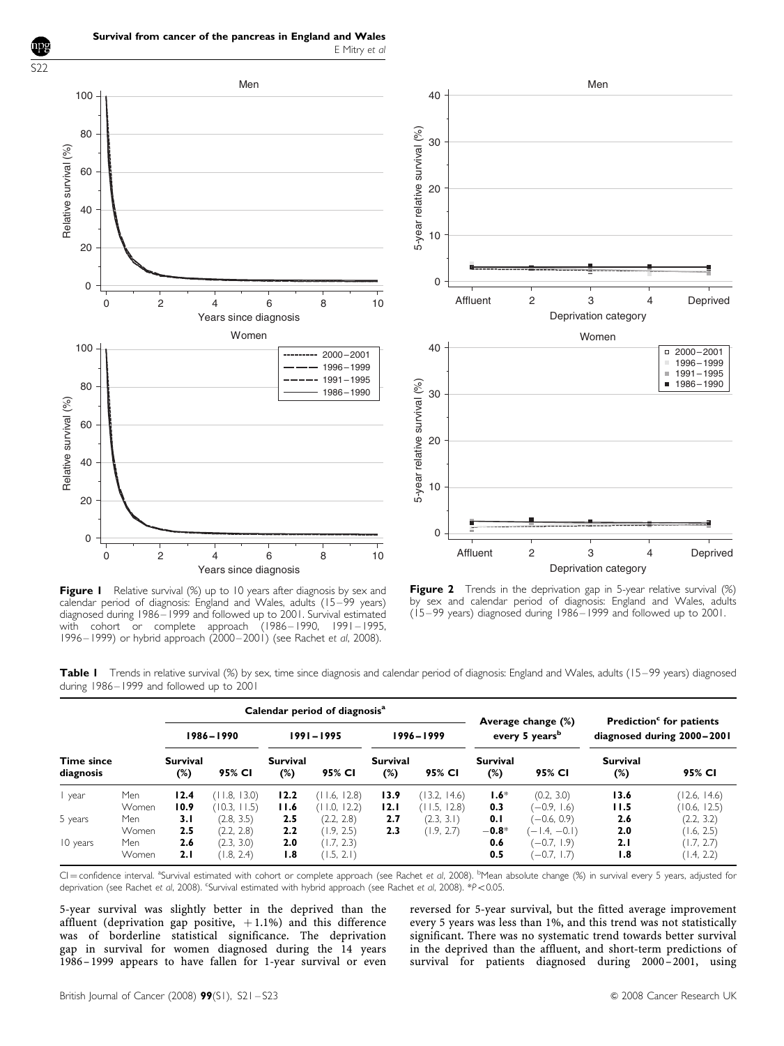Men

100
80
60
40
20
0

Relative survival (%)

0 2 4 6 8 10

Years since diagnosis

Women

2000–2001
1996–1999
1991–1995
1986–1990

100
80
60
40
20
0

Relative survival (%)

0 2 4 6 8 10

Years since diagnosis

**Figure 1** Relative survival (%) up to 10 years after diagnosis by sex and calendar period of diagnosis: England and Wales, adults (15–99 years) diagnosed during 1986–1999 and followed up to 2001. Survival estimated with cohort or complete approach (1986–1990, 1991–1995, 1996–1999) or hybrid approach (2000–2001) (see Rachet *et al*, 2008).

Men

40
30
20
10
0

5-year relative survival (%)

Affluent 2 3 4 Deprived

Deprivation category

Women

2000–2001
1996–1999
1991–1995
1986–1990

40
30
20
10
0

5-year relative survival (%)

Affluent 2 3 4 Deprived

Deprivation category

**Figure 2** Trends in the deprivation gap in 5-year relative survival (%) by sex and calendar period of diagnosis: England and Wales, adults (15–99 years) diagnosed during 1986–1999 and followed up to 2001.

**Table 1** Trends in relative survival (%) by sex, time since diagnosis and calendar period of diagnosis: England and Wales, adults (15–99 years) diagnosed during 1986–1999 and followed up to 2001

| | | Calendar period of diagnosis[a] | | | | | | Average change (%) every 5 years[b] | | Prediction[c] for patients diagnosed during 2000–2001 | |
|---|---|---|---|---|---|---|---|---|---|---|---|
| | | 1986–1990 | | 1991–1995 | | 1996–1999 | | | | | |
| Time since diagnosis | | Survival (%) | 95% CI | Survival (%) | 95% CI | Survival (%) | 95% CI | Survival (%) | 95% CI | Survival (%) | 95% CI |
| 1 year | Men | **12.4** | (11.8, 13.0) | **12.2** | (11.6, 12.8) | **13.9** | (13.2, 14.6) | **1.6*** | (0.2, 3.0) | **13.6** | (12.6, 14.6) |
| | Women | **10.9** | (10.3, 11.5) | **11.6** | (11.0, 12.2) | **12.1** | (11.5, 12.8) | **0.3** | (−0.9, 1.6) | **11.5** | (10.6, 12.5) |
| 5 years | Men | **3.1** | (2.8, 3.5) | **2.5** | (2.2, 2.8) | **2.7** | (2.3, 3.1) | **0.1** | (−0.6, 0.9) | **2.6** | (2.2, 3.2) |
| | Women | **2.5** | (2.2, 2.8) | **2.2** | (1.9, 2.5) | **2.3** | (1.9, 2.7) | **−0.8*** | (−1.4, −0.1) | **2.0** | (1.6, 2.5) |
| 10 years | Men | **2.6** | (2.3, 3.0) | **2.0** | (1.7, 2.3) | | | **0.6** | (−0.7, 1.9) | **2.1** | (1.7, 2.7) |
| | Women | **2.1** | (1.8, 2.4) | **1.8** | (1.5, 2.1) | | | **0.5** | (−0.7, 1.7) | **1.8** | (1.4, 2.2) |

CI = confidence interval. [a]Survival estimated with cohort or complete approach (see Rachet *et al*, 2008). [b]Mean absolute change (%) in survival every 5 years, adjusted for deprivation (see Rachet *et al*, 2008). [c]Survival estimated with hybrid approach (see Rachet *et al*, 2008). *$P < 0.05$.

5-year survival was slightly better in the deprived than the affluent (deprivation gap positive, +1.1%) and this difference was of borderline statistical significance. The deprivation gap in survival for women diagnosed during the 14 years 1986–1999 appears to have fallen for 1-year survival or even reversed for 5-year survival, but the fitted average improvement every 5 years was less than 1%, and this trend was not statistically significant. There was no systematic trend towards better survival in the deprived than the affluent, and short-term predictions of survival for patients diagnosed during 2000–2001, using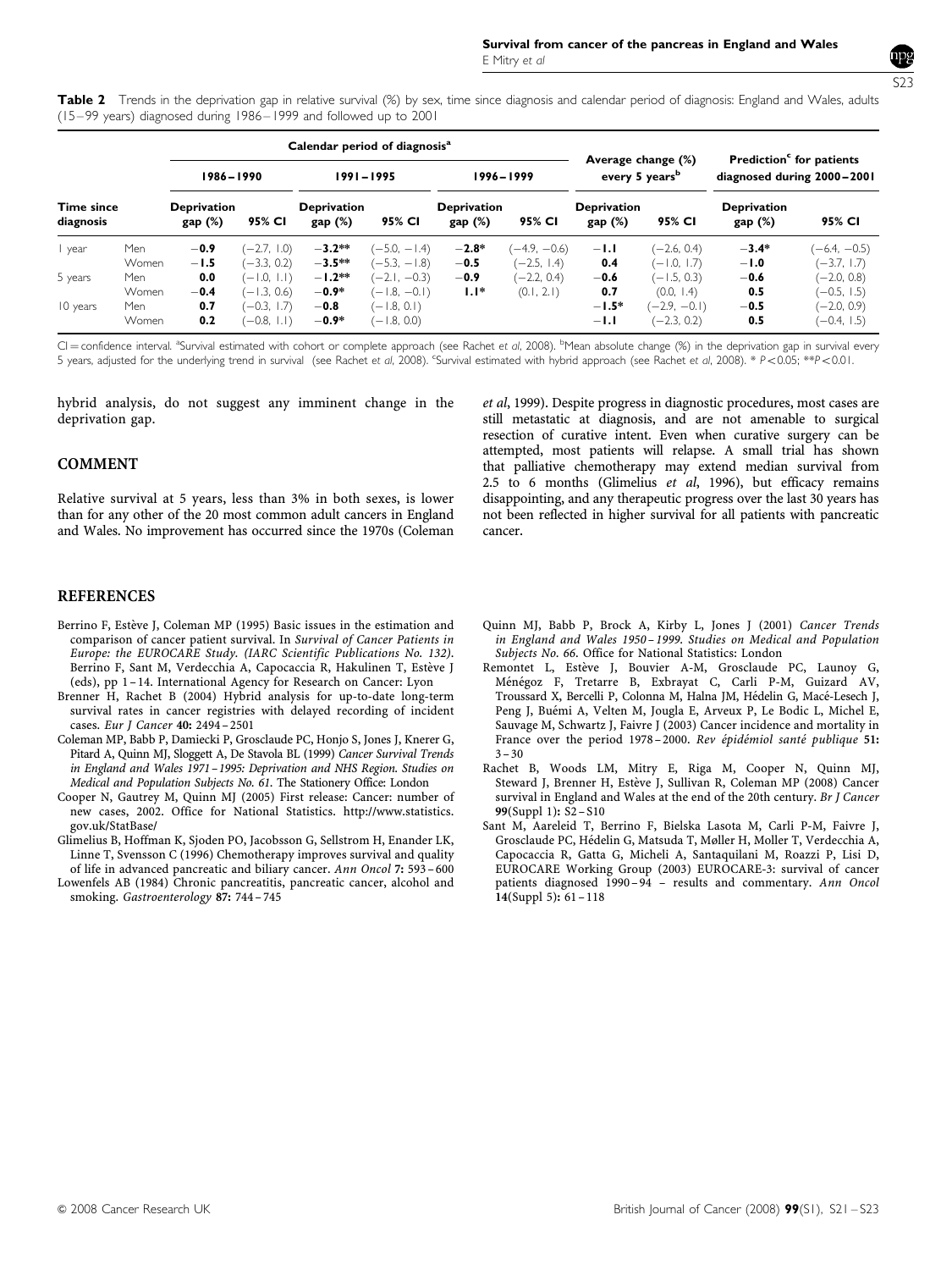**Table 2** Trends in the deprivation gap in relative survival (%) by sex, time since diagnosis and calendar period of diagnosis: England and Wales, adults (15–99 years) diagnosed during 1986–1999 and followed up to 2001

| | | Calendar period of diagnosis[a] | | | | | | Average change (%) every 5 years[b] | | Prediction[c] for patients diagnosed during 2000–2001 | |
|---|---|---|---|---|---|---|---|---|---|---|---|
| | | 1986–1990 | | 1991–1995 | | 1996–1999 | | | | | |
| Time since diagnosis | | Deprivation gap (%) | 95% CI | Deprivation gap (%) | 95% CI | Deprivation gap (%) | 95% CI | Deprivation gap (%) | 95% CI | Deprivation gap (%) | 95% CI |
| 1 year | Men | **−0.9** | (−2.7, 1.0) | **−3.2**** | (−5.0, −1.4) | **−2.8*** | (−4.9, −0.6) | **−1.1** | (−2.6, 0.4) | **−3.4*** | (−6.4, −0.5) |
| | Women | **−1.5** | (−3.3, 0.2) | **−3.5**** | (−5.3, −1.8) | **−0.5** | (−2.5, 1.4) | **0.4** | (−1.0, 1.7) | **−1.0** | (−3.7, 1.7) |
| 5 years | Men | **0.0** | (−1.0, 1.1) | **−1.2**** | (−2.1, −0.3) | **−0.9** | (−2.2, 0.4) | **−0.6** | (−1.5, 0.3) | **−0.6** | (−2.0, 0.8) |
| | Women | **−0.4** | (−1.3, 0.6) | **−0.9*** | (−1.8, −0.1) | **1.1*** | (0.1, 2.1) | **0.7** | (0.0, 1.4) | **0.5** | (−0.5, 1.5) |
| 10 years | Men | **0.7** | (−0.3, 1.7) | **−0.8** | (−1.8, 0.1) | | | **−1.5*** | (−2.9, −0.1) | **−0.5** | (−2.0, 0.9) |
| | Women | **0.2** | (−0.8, 1.1) | **−0.9*** | (−1.8, 0.0) | | | **−1.1** | (−2.3, 0.2) | **0.5** | (−0.4, 1.5) |

CI = confidence interval. [a]Survival estimated with cohort or complete approach (see Rachet *et al*, 2008). [b]Mean absolute change (%) in the deprivation gap in survival every 5 years, adjusted for the underlying trend in survival (see Rachet *et al*, 2008). [c]Survival estimated with hybrid approach (see Rachet *et al*, 2008). * $P<0.05$; ** $P<0.01$.

hybrid analysis, do not suggest any imminent change in the deprivation gap.

## COMMENT

Relative survival at 5 years, less than 3% in both sexes, is lower than for any other of the 20 most common adult cancers in England and Wales. No improvement has occurred since the 1970s (Coleman *et al*, 1999). Despite progress in diagnostic procedures, most cases are still metastatic at diagnosis, and are not amenable to surgical resection of curative intent. Even when curative surgery can be attempted, most patients will relapse. A small trial has shown that palliative chemotherapy may extend median survival from 2.5 to 6 months (Glimelius *et al*, 1996), but efficacy remains disappointing, and any therapeutic progress over the last 30 years has not been reflected in higher survival for all patients with pancreatic cancer.

## REFERENCES

Berrino F, Estève J, Coleman MP (1995) Basic issues in the estimation and comparison of cancer patient survival. In *Survival of Cancer Patients in Europe: the EUROCARE Study. (IARC Scientific Publications No. 132)*. Berrino F, Sant M, Verdecchia A, Capocaccia R, Hakulinen T, Estève J (eds), pp 1–14. International Agency for Research on Cancer: Lyon

Brenner H, Rachet B (2004) Hybrid analysis for up-to-date long-term survival rates in cancer registries with delayed recording of incident cases. *Eur J Cancer* **40:** 2494–2501

Coleman MP, Babb P, Damiecki P, Grosclaude PC, Honjo S, Jones J, Knerer G, Pitard A, Quinn MJ, Sloggett A, De Stavola BL (1999) *Cancer Survival Trends in England and Wales 1971–1995: Deprivation and NHS Region. Studies on Medical and Population Subjects No. 61.* The Stationery Office: London

Cooper N, Gautrey M, Quinn MJ (2005) First release: Cancer: number of new cases, 2002. Office for National Statistics. http://www.statistics.gov.uk/StatBase/

Glimelius B, Hoffman K, Sjoden PO, Jacobsson G, Sellstrom H, Enander LK, Linne T, Svensson C (1996) Chemotherapy improves survival and quality of life in advanced pancreatic and biliary cancer. *Ann Oncol* **7:** 593–600

Lowenfels AB (1984) Chronic pancreatitis, pancreatic cancer, alcohol and smoking. *Gastroenterology* **87:** 744–745

Quinn MJ, Babb P, Brock A, Kirby L, Jones J (2001) *Cancer Trends in England and Wales 1950–1999. Studies on Medical and Population Subjects No. 66*. Office for National Statistics: London

Remontet L, Estève J, Bouvier A-M, Grosclaude PC, Launoy G, Ménégoz F, Tretarre B, Exbrayat C, Carli P-M, Guizard AV, Troussard X, Bercelli P, Colonna M, Halna JM, Hédelin G, Macé-Lesech J, Peng J, Buémi A, Velten M, Jougla E, Arveux P, Le Bodic L, Michel E, Sauvage M, Schwartz J, Faivre J (2003) Cancer incidence and mortality in France over the period 1978–2000. *Rev épidémiol santé publique* **51:** 3–30

Rachet B, Woods LM, Mitry E, Riga M, Cooper N, Quinn MJ, Steward J, Brenner H, Estève J, Sullivan R, Coleman MP (2008) Cancer survival in England and Wales at the end of the 20th century. *Br J Cancer* **99**(Suppl 1)**:** S2–S10

Sant M, Aareleid T, Berrino F, Bielska Lasota M, Carli P-M, Faivre J, Grosclaude PC, Hédelin G, Matsuda T, Møller H, Moller T, Verdecchia A, Capocaccia R, Gatta G, Micheli A, Santaquilani M, Roazzi P, Lisi D, EUROCARE Working Group (2003) EUROCARE-3: survival of cancer patients diagnosed 1990–94 – results and commentary. *Ann Oncol* **14**(Suppl 5)**:** 61–118